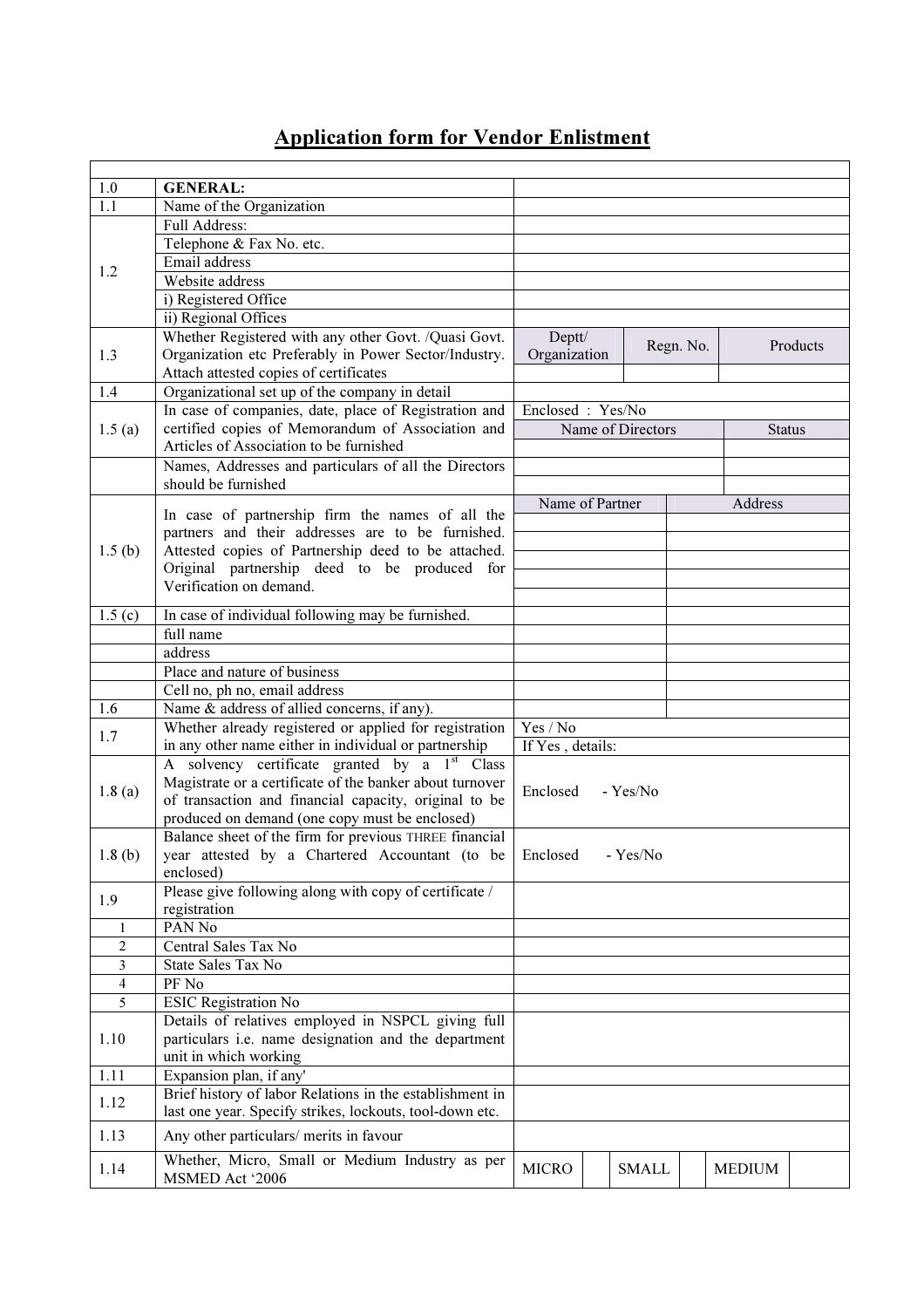# Application form for Vendor Enlistment

| | | | | | | |
|---|---|---|---|---|---|---|
| 1.0 | **GENERAL:** | | | | | |
| 1.1 | Name of the Organization | | | | | |
| 1.2 | Full Address: | | | | | |
| | Telephone & Fax No. etc. | | | | | |
| | Email address | | | | | |
| | Website address | | | | | |
| | i) Registered Office | | | | | |
| | ii) Regional Offices | | | | | |
| 1.3 | Whether Registered with any other Govt. /Quasi Govt. Organization etc Preferably in Power Sector/Industry. Attach attested copies of certificates | Deptt/ Organization | | Regn. No. | | Products |
| | | | | | | |
| 1.4 | Organizational set up of the company in detail | | | | | |
| 1.5 (a) | In case of companies, date, place of Registration and certified copies of Memorandum of Association and Articles of Association to be furnished | Enclosed : Yes/No | | | | |
| | | Name of Directors | | | | Status |
| | | | | | | |
| | Names, Addresses and particulars of all the Directors should be furnished | | | | | |
| | | | | | | |
| 1.5 (b) | In case of partnership firm the names of all the partners and their addresses are to be furnished. Attested copies of Partnership deed to be attached. Original partnership deed to be produced for Verification on demand. | Name of Partner | | Address | | |
| | | | | | | |
| | | | | | | |
| | | | | | | |
| | | | | | | |
| | | | | | | |
| 1.5 (c) | In case of individual following may be furnished. | | | | | |
| | full name | | | | | |
| | address | | | | | |
| | Place and nature of business | | | | | |
| | Cell no, ph no, email address | | | | | |
| 1.6 | Name & address of allied concerns, if any). | | | | | |
| 1.7 | Whether already registered or applied for registration in any other name either in individual or partnership | Yes / No | | | | |
| | | If Yes , details: | | | | |
| 1.8 (a) | A solvency certificate granted by a 1st Class Magistrate or a certificate of the banker about turnover of transaction and financial capacity, original to be produced on demand (one copy must be enclosed) | Enclosed - Yes/No | | | | |
| 1.8 (b) | Balance sheet of the firm for previous THREE financial year attested by a Chartered Accountant (to be enclosed) | Enclosed - Yes/No | | | | |
| 1.9 | Please give following along with copy of certificate / registration | | | | | |
| 1 | PAN No | | | | | |
| 2 | Central Sales Tax No | | | | | |
| 3 | State Sales Tax No | | | | | |
| 4 | PF No | | | | | |
| 5 | ESIC Registration No | | | | | |
| 1.10 | Details of relatives employed in NSPCL giving full particulars i.e. name designation and the department unit in which working | | | | | |
| 1.11 | Expansion plan, if any' | | | | | |
| 1.12 | Brief history of labor Relations in the establishment in last one year. Specify strikes, lockouts, tool-down etc. | | | | | |
| 1.13 | Any other particulars/ merits in favour | | | | | |
| 1.14 | Whether, Micro, Small or Medium Industry as per MSMED Act '2006 | MICRO | | SMALL | | MEDIUM |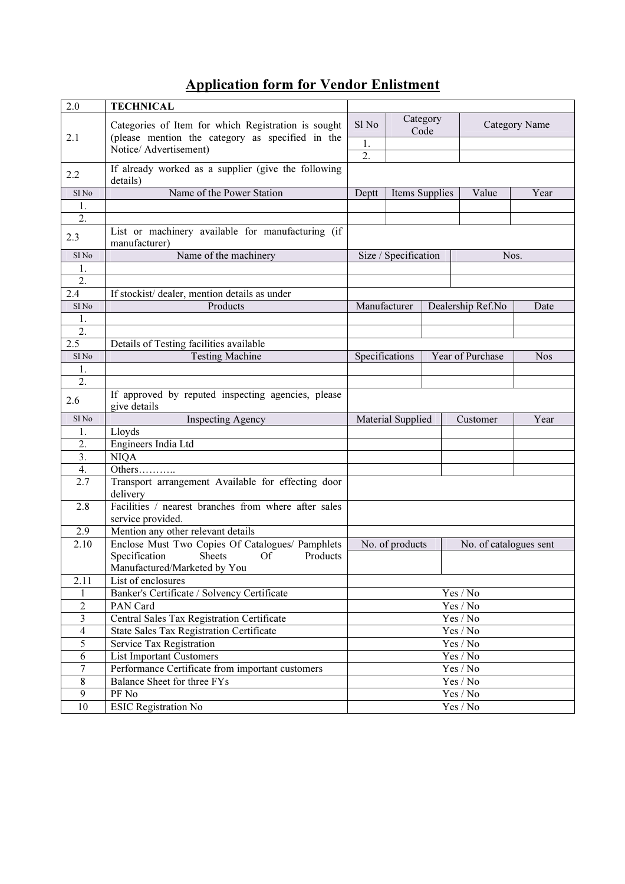# Application form for Vendor Enlistment

| 2.0 | **TECHNICAL** | | | | |
|---|---|---|---|---|---|
| 2.1 | Categories of Item for which Registration is sought (please mention the category as specified in the Notice/ Advertisement) | Sl No | Category Code | Category Name | |
| | | 1. | | | |
| | | 2. | | | |
| 2.2 | If already worked as a supplier (give the following details) | | | | |
| Sl No | Name of the Power Station | Deptt | Items Supplies | Value | Year |
| 1. | | | | | |
| 2. | | | | | |
| 2.3 | List or machinery available for manufacturing (if manufacturer) | | | | |
| Sl No | Name of the machinery | Size / Specification | | Nos. | |
| 1. | | | | | |
| 2. | | | | | |
| 2.4 | If stockist/ dealer, mention details as under | | | | |
| Sl No | Products | Manufacturer | Dealership Ref.No | | Date |
| 1. | | | | | |
| 2. | | | | | |
| 2.5 | Details of Testing facilities available | | | | |
| Sl No | Testing Machine | Specifications | Year of Purchase | | Nos |
| 1. | | | | | |
| 2. | | | | | |
| 2.6 | If approved by reputed inspecting agencies, please give details | | | | |
| Sl No | Inspecting Agency | Material Supplied | Customer | | Year |
| 1. | Lloyds | | | | |
| 2. | Engineers India Ltd | | | | |
| 3. | NIQA | | | | |
| 4. | Others……….. | | | | |
| 2.7 | Transport arrangement Available for effecting door delivery | | | | |
| 2.8 | Facilities / nearest branches from where after sales service provided. | | | | |
| 2.9 | Mention any other relevant details | | | | |
| 2.10 | Enclose Must Two Copies Of Catalogues/ Pamphlets Specification Sheets Of Products Manufactured/Marketed by You | No. of products | No. of catalogues sent | | |
| 2.11 | List of enclosures | | | | |
| 1 | Banker's Certificate / Solvency Certificate | Yes / No | | | |
| 2 | PAN Card | Yes / No | | | |
| 3 | Central Sales Tax Registration Certificate | Yes / No | | | |
| 4 | State Sales Tax Registration Certificate | Yes / No | | | |
| 5 | Service Tax Registration | Yes / No | | | |
| 6 | List Important Customers | Yes / No | | | |
| 7 | Performance Certificate from important customers | Yes / No | | | |
| 8 | Balance Sheet for three FYs | Yes / No | | | |
| 9 | PF No | Yes / No | | | |
| 10 | ESIC Registration No | Yes / No | | | |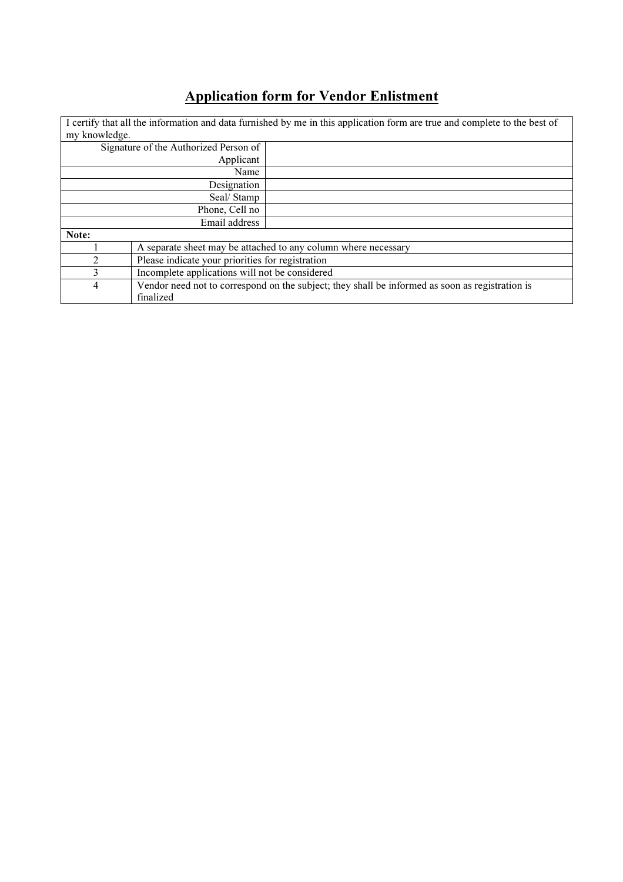# Application form for Vendor Enlistment

| I certify that all the information and data furnished by me in this application form are true and complete to the best of my knowledge. | |
|---|---|
| Signature of the Authorized Person of Applicant | |
| Name | |
| Designation | |
| Seal/ Stamp | |
| Phone, Cell no | |
| Email address | |

| **Note:** | |
|---|---|
| 1 | A separate sheet may be attached to any column where necessary |
| 2 | Please indicate your priorities for registration |
| 3 | Incomplete applications will not be considered |
| 4 | Vendor need not to correspond on the subject; they shall be informed as soon as registration is finalized |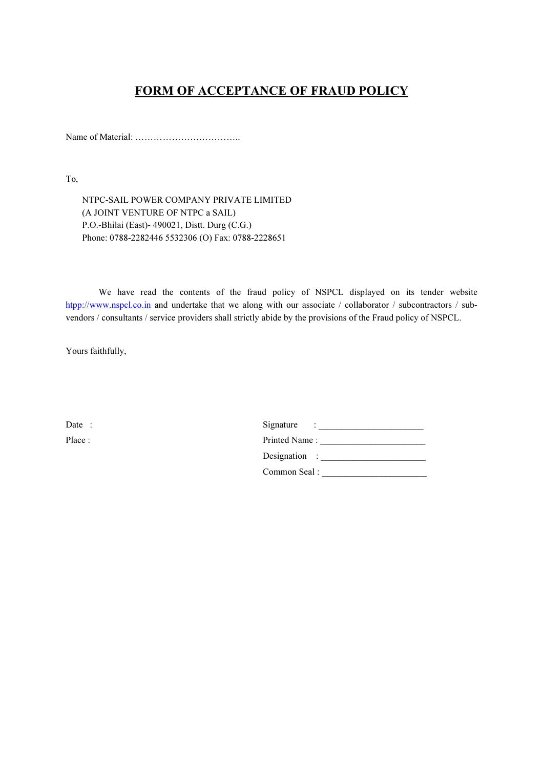# FORM OF ACCEPTANCE OF FRAUD POLICY

Name of Material: ……………………………..

To,

NTPC-SAIL POWER COMPANY PRIVATE LIMITED
(A JOINT VENTURE OF NTPC a SAIL)
P.O.-Bhilai (East)- 490021, Distt. Durg (C.G.)
Phone: 0788-2282446 5532306 (O) Fax: 0788-2228651

We have read the contents of the fraud policy of NSPCL displayed on its tender website htpp://www.nspcl.co.in and undertake that we along with our associate / collaborator / subcontractors / sub-vendors / consultants / service providers shall strictly abide by the provisions of the Fraud policy of NSPCL.

Yours faithfully,

Date :

Place :

Signature : ______________________

Printed Name : ______________________

Designation : ______________________

Common Seal : ______________________